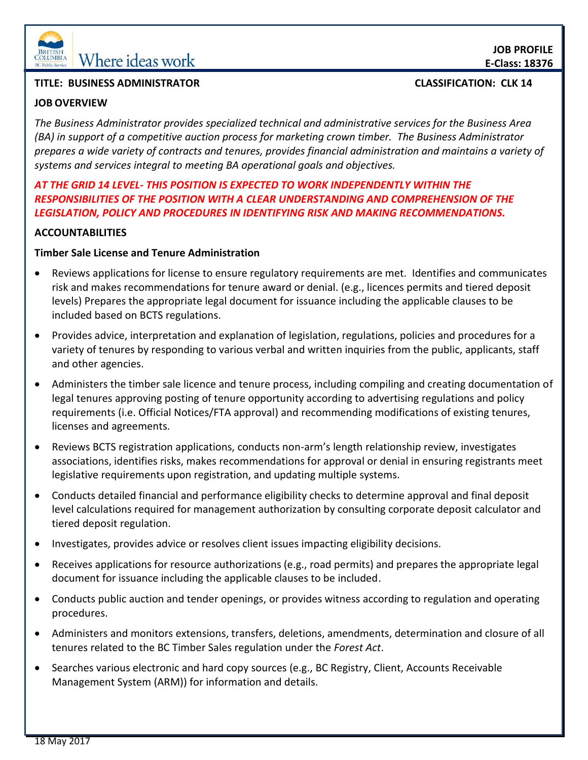**JOB PROFILE**
**E-Class: 18376**

**TITLE: BUSINESS ADMINISTRATOR** **CLASSIFICATION: CLK 14**

## JOB OVERVIEW

*The Business Administrator provides specialized technical and administrative services for the Business Area (BA) in support of a competitive auction process for marketing crown timber. The Business Administrator prepares a wide variety of contracts and tenures, provides financial administration and maintains a variety of systems and services integral to meeting BA operational goals and objectives.*

***AT THE GRID 14 LEVEL- THIS POSITION IS EXPECTED TO WORK INDEPENDENTLY WITHIN THE RESPONSIBILITIES OF THE POSITION WITH A CLEAR UNDERSTANDING AND COMPREHENSION OF THE LEGISLATION, POLICY AND PROCEDURES IN IDENTIFYING RISK AND MAKING RECOMMENDATIONS.***

## ACCOUNTABILITIES

### Timber Sale License and Tenure Administration

- Reviews applications for license to ensure regulatory requirements are met. Identifies and communicates risk and makes recommendations for tenure award or denial. (e.g., licences permits and tiered deposit levels) Prepares the appropriate legal document for issuance including the applicable clauses to be included based on BCTS regulations.
- Provides advice, interpretation and explanation of legislation, regulations, policies and procedures for a variety of tenures by responding to various verbal and written inquiries from the public, applicants, staff and other agencies.
- Administers the timber sale licence and tenure process, including compiling and creating documentation of legal tenures approving posting of tenure opportunity according to advertising regulations and policy requirements (i.e. Official Notices/FTA approval) and recommending modifications of existing tenures, licenses and agreements.
- Reviews BCTS registration applications, conducts non-arm's length relationship review, investigates associations, identifies risks, makes recommendations for approval or denial in ensuring registrants meet legislative requirements upon registration, and updating multiple systems.
- Conducts detailed financial and performance eligibility checks to determine approval and final deposit level calculations required for management authorization by consulting corporate deposit calculator and tiered deposit regulation.
- Investigates, provides advice or resolves client issues impacting eligibility decisions.
- Receives applications for resource authorizations (e.g., road permits) and prepares the appropriate legal document for issuance including the applicable clauses to be included.
- Conducts public auction and tender openings, or provides witness according to regulation and operating procedures.
- Administers and monitors extensions, transfers, deletions, amendments, determination and closure of all tenures related to the BC Timber Sales regulation under the *Forest Act*.
- Searches various electronic and hard copy sources (e.g., BC Registry, Client, Accounts Receivable Management System (ARM)) for information and details.

18 May 2017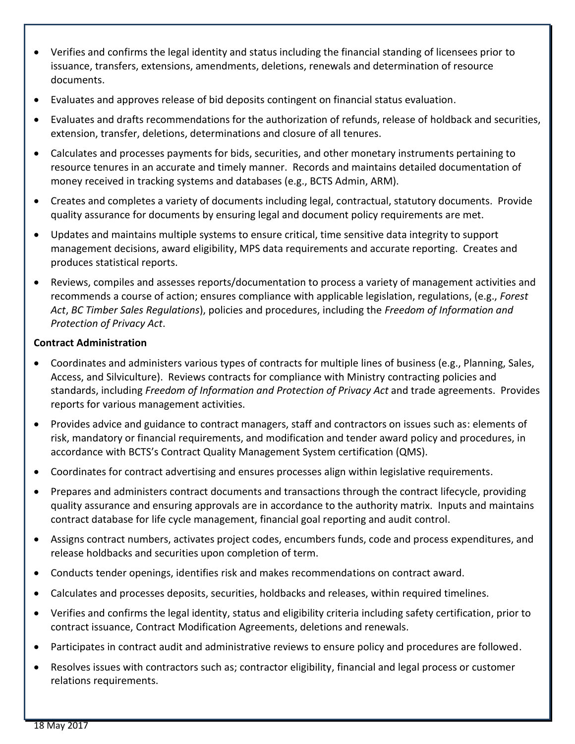- Verifies and confirms the legal identity and status including the financial standing of licensees prior to issuance, transfers, extensions, amendments, deletions, renewals and determination of resource documents.
- Evaluates and approves release of bid deposits contingent on financial status evaluation.
- Evaluates and drafts recommendations for the authorization of refunds, release of holdback and securities, extension, transfer, deletions, determinations and closure of all tenures.
- Calculates and processes payments for bids, securities, and other monetary instruments pertaining to resource tenures in an accurate and timely manner. Records and maintains detailed documentation of money received in tracking systems and databases (e.g., BCTS Admin, ARM).
- Creates and completes a variety of documents including legal, contractual, statutory documents. Provide quality assurance for documents by ensuring legal and document policy requirements are met.
- Updates and maintains multiple systems to ensure critical, time sensitive data integrity to support management decisions, award eligibility, MPS data requirements and accurate reporting. Creates and produces statistical reports.
- Reviews, compiles and assesses reports/documentation to process a variety of management activities and recommends a course of action; ensures compliance with applicable legislation, regulations, (e.g., *Forest Act*, *BC Timber Sales Regulations*), policies and procedures, including the *Freedom of Information and Protection of Privacy Act*.

**Contract Administration**

- Coordinates and administers various types of contracts for multiple lines of business (e.g., Planning, Sales, Access, and Silviculture). Reviews contracts for compliance with Ministry contracting policies and standards, including *Freedom of Information and Protection of Privacy Act* and trade agreements. Provides reports for various management activities.
- Provides advice and guidance to contract managers, staff and contractors on issues such as: elements of risk, mandatory or financial requirements, and modification and tender award policy and procedures, in accordance with BCTS's Contract Quality Management System certification (QMS).
- Coordinates for contract advertising and ensures processes align within legislative requirements.
- Prepares and administers contract documents and transactions through the contract lifecycle, providing quality assurance and ensuring approvals are in accordance to the authority matrix. Inputs and maintains contract database for life cycle management, financial goal reporting and audit control.
- Assigns contract numbers, activates project codes, encumbers funds, code and process expenditures, and release holdbacks and securities upon completion of term.
- Conducts tender openings, identifies risk and makes recommendations on contract award.
- Calculates and processes deposits, securities, holdbacks and releases, within required timelines.
- Verifies and confirms the legal identity, status and eligibility criteria including safety certification, prior to contract issuance, Contract Modification Agreements, deletions and renewals.
- Participates in contract audit and administrative reviews to ensure policy and procedures are followed.
- Resolves issues with contractors such as; contractor eligibility, financial and legal process or customer relations requirements.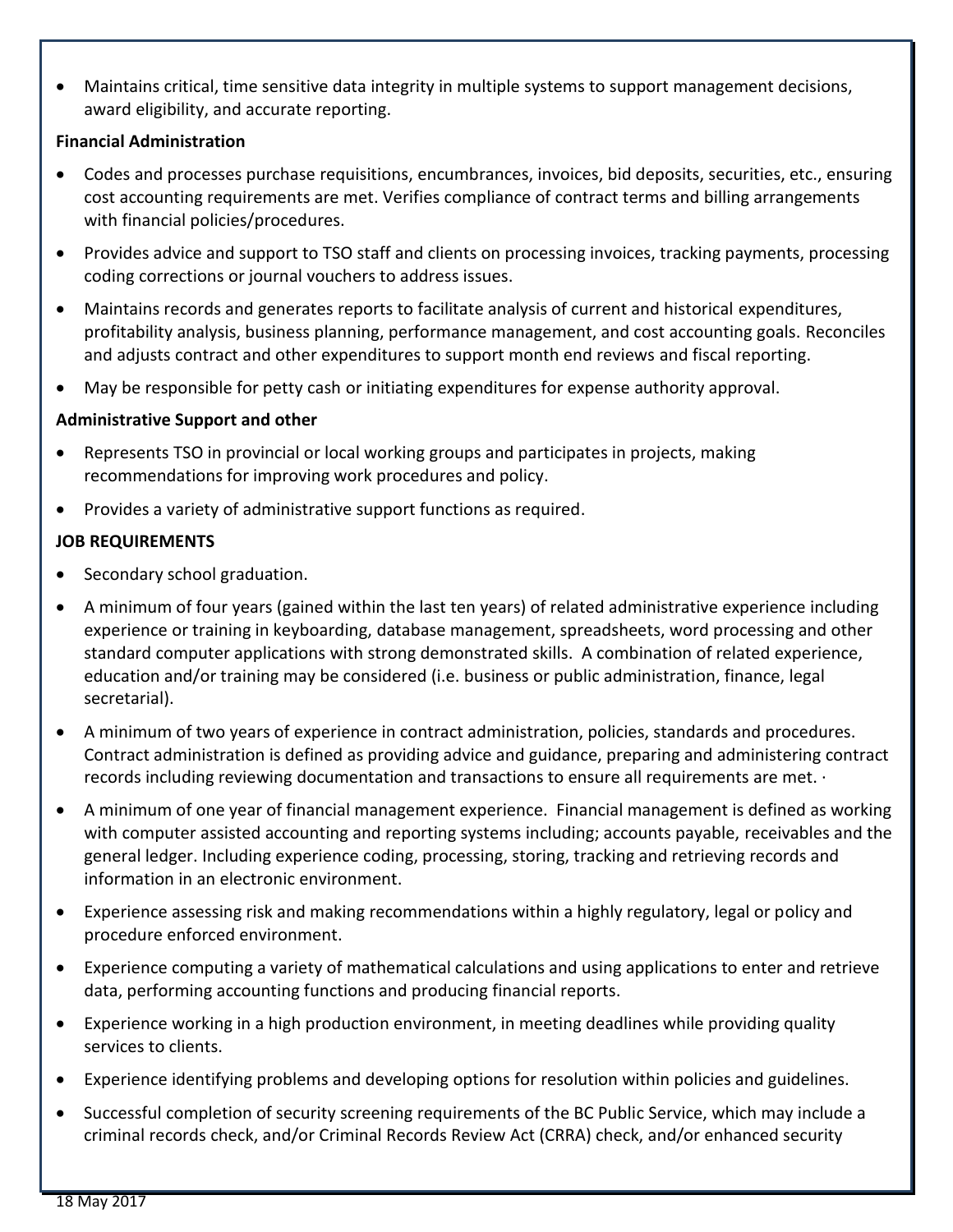- Maintains critical, time sensitive data integrity in multiple systems to support management decisions, award eligibility, and accurate reporting.

**Financial Administration**

- Codes and processes purchase requisitions, encumbrances, invoices, bid deposits, securities, etc., ensuring cost accounting requirements are met. Verifies compliance of contract terms and billing arrangements with financial policies/procedures.
- Provides advice and support to TSO staff and clients on processing invoices, tracking payments, processing coding corrections or journal vouchers to address issues.
- Maintains records and generates reports to facilitate analysis of current and historical expenditures, profitability analysis, business planning, performance management, and cost accounting goals. Reconciles and adjusts contract and other expenditures to support month end reviews and fiscal reporting.
- May be responsible for petty cash or initiating expenditures for expense authority approval.

**Administrative Support and other**

- Represents TSO in provincial or local working groups and participates in projects, making recommendations for improving work procedures and policy.
- Provides a variety of administrative support functions as required.

**JOB REQUIREMENTS**

- Secondary school graduation.
- A minimum of four years (gained within the last ten years) of related administrative experience including experience or training in keyboarding, database management, spreadsheets, word processing and other standard computer applications with strong demonstrated skills. A combination of related experience, education and/or training may be considered (i.e. business or public administration, finance, legal secretarial).
- A minimum of two years of experience in contract administration, policies, standards and procedures. Contract administration is defined as providing advice and guidance, preparing and administering contract records including reviewing documentation and transactions to ensure all requirements are met. ·
- A minimum of one year of financial management experience. Financial management is defined as working with computer assisted accounting and reporting systems including; accounts payable, receivables and the general ledger. Including experience coding, processing, storing, tracking and retrieving records and information in an electronic environment.
- Experience assessing risk and making recommendations within a highly regulatory, legal or policy and procedure enforced environment.
- Experience computing a variety of mathematical calculations and using applications to enter and retrieve data, performing accounting functions and producing financial reports.
- Experience working in a high production environment, in meeting deadlines while providing quality services to clients.
- Experience identifying problems and developing options for resolution within policies and guidelines.
- Successful completion of security screening requirements of the BC Public Service, which may include a criminal records check, and/or Criminal Records Review Act (CRRA) check, and/or enhanced security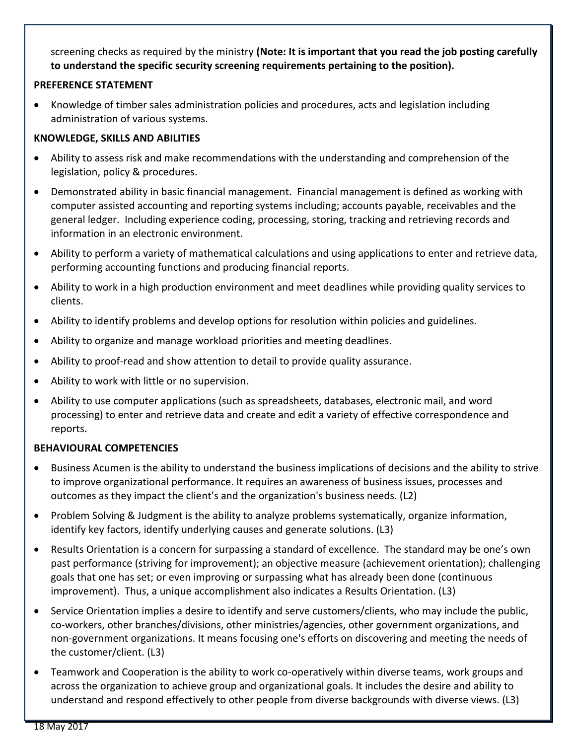screening checks as required by the ministry **(Note: It is important that you read the job posting carefully to understand the specific security screening requirements pertaining to the position).**

**PREFERENCE STATEMENT**

- Knowledge of timber sales administration policies and procedures, acts and legislation including administration of various systems.

**KNOWLEDGE, SKILLS AND ABILITIES**

- Ability to assess risk and make recommendations with the understanding and comprehension of the legislation, policy & procedures.
- Demonstrated ability in basic financial management. Financial management is defined as working with computer assisted accounting and reporting systems including; accounts payable, receivables and the general ledger. Including experience coding, processing, storing, tracking and retrieving records and information in an electronic environment.
- Ability to perform a variety of mathematical calculations and using applications to enter and retrieve data, performing accounting functions and producing financial reports.
- Ability to work in a high production environment and meet deadlines while providing quality services to clients.
- Ability to identify problems and develop options for resolution within policies and guidelines.
- Ability to organize and manage workload priorities and meeting deadlines.
- Ability to proof-read and show attention to detail to provide quality assurance.
- Ability to work with little or no supervision.
- Ability to use computer applications (such as spreadsheets, databases, electronic mail, and word processing) to enter and retrieve data and create and edit a variety of effective correspondence and reports.

**BEHAVIOURAL COMPETENCIES**

- Business Acumen is the ability to understand the business implications of decisions and the ability to strive to improve organizational performance. It requires an awareness of business issues, processes and outcomes as they impact the client's and the organization's business needs. (L2)
- Problem Solving & Judgment is the ability to analyze problems systematically, organize information, identify key factors, identify underlying causes and generate solutions. (L3)
- Results Orientation is a concern for surpassing a standard of excellence. The standard may be one's own past performance (striving for improvement); an objective measure (achievement orientation); challenging goals that one has set; or even improving or surpassing what has already been done (continuous improvement). Thus, a unique accomplishment also indicates a Results Orientation. (L3)
- Service Orientation implies a desire to identify and serve customers/clients, who may include the public, co-workers, other branches/divisions, other ministries/agencies, other government organizations, and non-government organizations. It means focusing one's efforts on discovering and meeting the needs of the customer/client. (L3)
- Teamwork and Cooperation is the ability to work co-operatively within diverse teams, work groups and across the organization to achieve group and organizational goals. It includes the desire and ability to understand and respond effectively to other people from diverse backgrounds with diverse views. (L3)